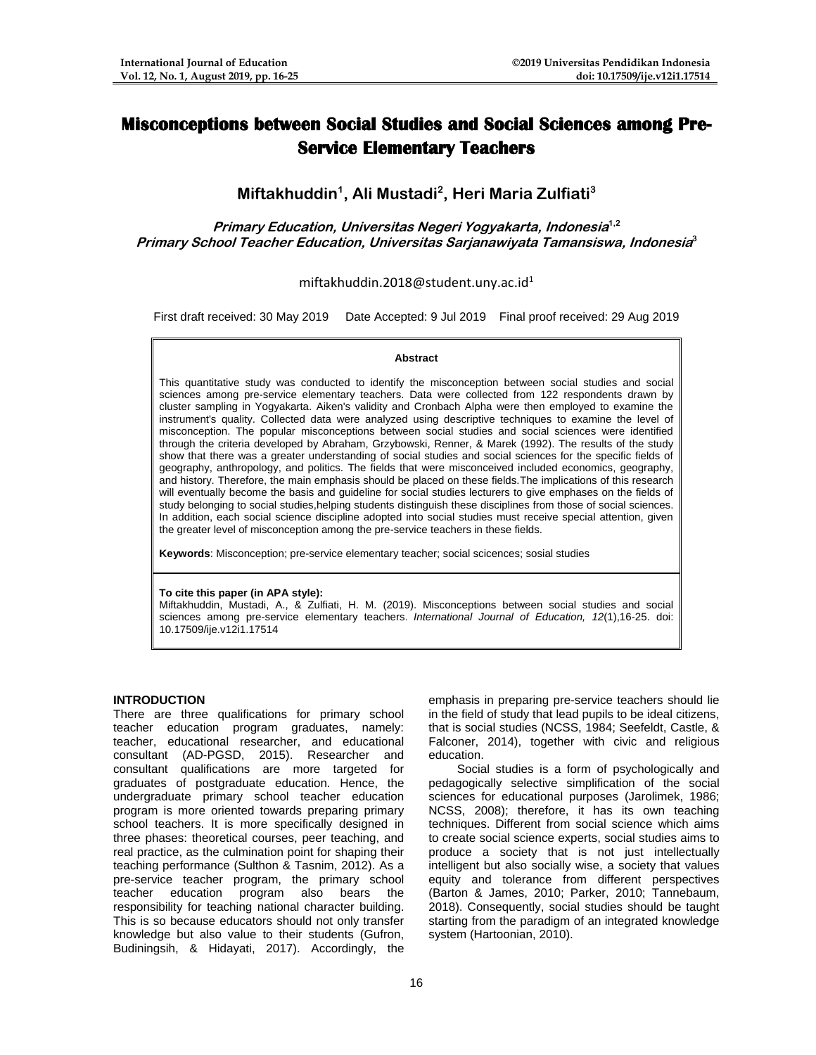# Misconceptions between Social Studies and Social Sciences among Pre-Service Elementary Teachers

**Miftakhuddin[1], Ali Mustadi[2], Heri Maria Zulfiati[3]**

***Primary Education, Universitas Negeri Yogyakarta, Indonesia[1,2]***
***Primary School Teacher Education, Universitas Sarjanawiyata Tamansiswa, Indonesia[3]***

miftakhuddin.2018@student.uny.ac.id[1]

First draft received: 30 May 2019 Date Accepted: 9 Jul 2019 Final proof received: 29 Aug 2019

**Abstract**

This quantitative study was conducted to identify the misconception between social studies and social sciences among pre-service elementary teachers. Data were collected from 122 respondents drawn by cluster sampling in Yogyakarta. Aiken's validity and Cronbach Alpha were then employed to examine the instrument's quality. Collected data were analyzed using descriptive techniques to examine the level of misconception. The popular misconceptions between social studies and social sciences were identified through the criteria developed by Abraham, Grzybowski, Renner, & Marek (1992). The results of the study show that there was a greater understanding of social studies and social sciences for the specific fields of geography, anthropology, and politics. The fields that were misconceived included economics, geography, and history. Therefore, the main emphasis should be placed on these fields.The implications of this research will eventually become the basis and guideline for social studies lecturers to give emphases on the fields of study belonging to social studies,helping students distinguish these disciplines from those of social sciences. In addition, each social science discipline adopted into social studies must receive special attention, given the greater level of misconception among the pre-service teachers in these fields.

**Keywords**: Misconception; pre-service elementary teacher; social scicences; sosial studies

**To cite this paper (in APA style):**
Miftakhuddin, Mustadi, A., & Zulfiati, H. M. (2019). Misconceptions between social studies and social sciences among pre-service elementary teachers. *International Journal of Education, 12*(1),16-25. doi: 10.17509/ije.v12i1.17514

## INTRODUCTION

There are three qualifications for primary school teacher education program graduates, namely: teacher, educational researcher, and educational consultant (AD-PGSD, 2015). Researcher and consultant qualifications are more targeted for graduates of postgraduate education. Hence, the undergraduate primary school teacher education program is more oriented towards preparing primary school teachers. It is more specifically designed in three phases: theoretical courses, peer teaching, and real practice, as the culmination point for shaping their teaching performance (Sulthon & Tasnim, 2012). As a pre-service teacher program, the primary school teacher education program also bears the responsibility for teaching national character building. This is so because educators should not only transfer knowledge but also value to their students (Gufron, Budiningsih, & Hidayati, 2017). Accordingly, the emphasis in preparing pre-service teachers should lie in the field of study that lead pupils to be ideal citizens, that is social studies (NCSS, 1984; Seefeldt, Castle, & Falconer, 2014), together with civic and religious education.

Social studies is a form of psychologically and pedagogically selective simplification of the social sciences for educational purposes (Jarolimek, 1986; NCSS, 2008); therefore, it has its own teaching techniques. Different from social science which aims to create social science experts, social studies aims to produce a society that is not just intellectually intelligent but also socially wise, a society that values equity and tolerance from different perspectives (Barton & James, 2010; Parker, 2010; Tannebaum, 2018). Consequently, social studies should be taught starting from the paradigm of an integrated knowledge system (Hartoonian, 2010).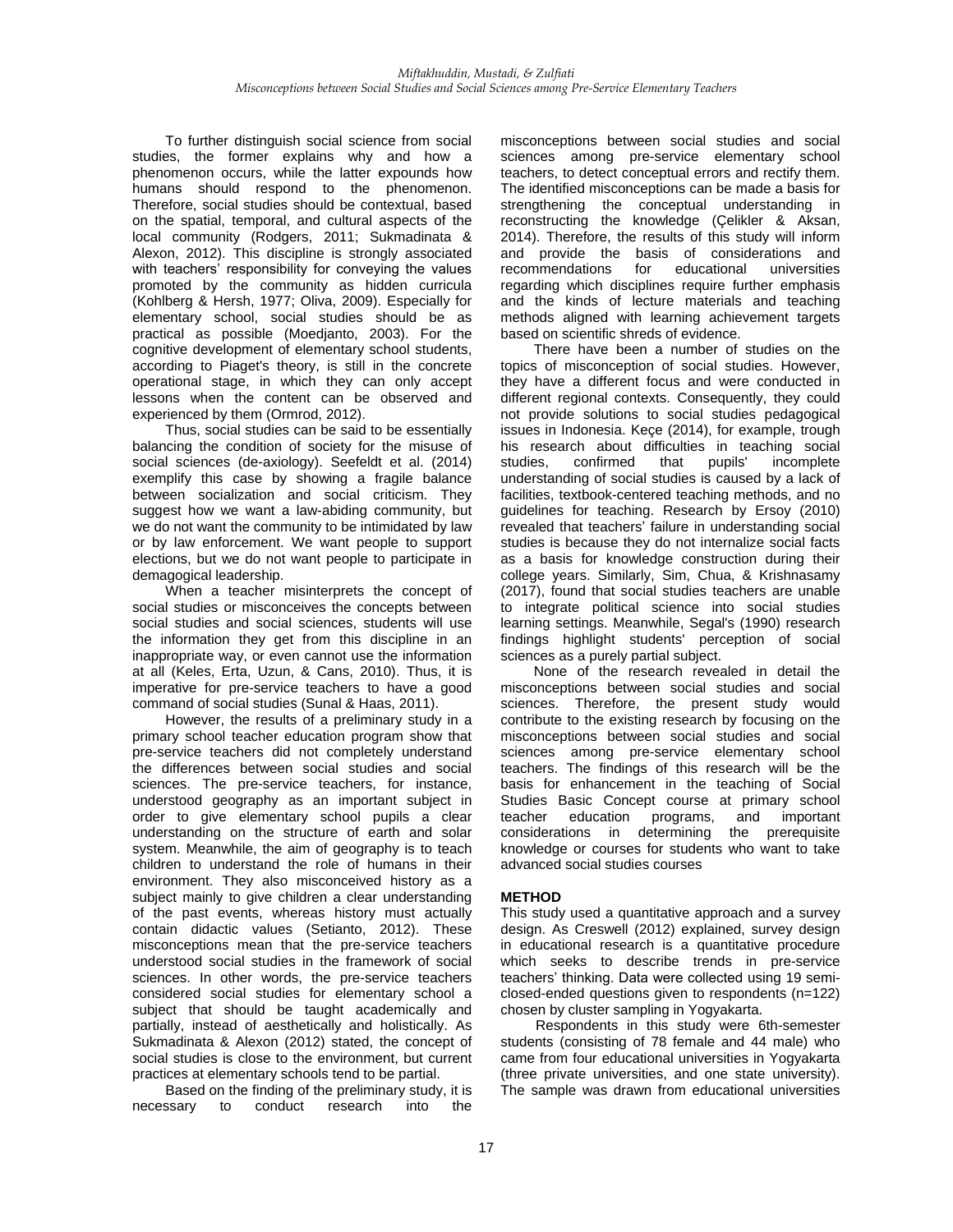To further distinguish social science from social studies, the former explains why and how a phenomenon occurs, while the latter expounds how humans should respond to the phenomenon. Therefore, social studies should be contextual, based on the spatial, temporal, and cultural aspects of the local community (Rodgers, 2011; Sukmadinata & Alexon, 2012). This discipline is strongly associated with teachers' responsibility for conveying the values promoted by the community as hidden curricula (Kohlberg & Hersh, 1977; Oliva, 2009). Especially for elementary school, social studies should be as practical as possible (Moedjanto, 2003). For the cognitive development of elementary school students, according to Piaget's theory, is still in the concrete operational stage, in which they can only accept lessons when the content can be observed and experienced by them (Ormrod, 2012).

Thus, social studies can be said to be essentially balancing the condition of society for the misuse of social sciences (de-axiology). Seefeldt et al. (2014) exemplify this case by showing a fragile balance between socialization and social criticism. They suggest how we want a law-abiding community, but we do not want the community to be intimidated by law or by law enforcement. We want people to support elections, but we do not want people to participate in demagogical leadership.

When a teacher misinterprets the concept of social studies or misconceives the concepts between social studies and social sciences, students will use the information they get from this discipline in an inappropriate way, or even cannot use the information at all (Keles, Erta, Uzun, & Cans, 2010). Thus, it is imperative for pre-service teachers to have a good command of social studies (Sunal & Haas, 2011).

However, the results of a preliminary study in a primary school teacher education program show that pre-service teachers did not completely understand the differences between social studies and social sciences. The pre-service teachers, for instance, understood geography as an important subject in order to give elementary school pupils a clear understanding on the structure of earth and solar system. Meanwhile, the aim of geography is to teach children to understand the role of humans in their environment. They also misconceived history as a subject mainly to give children a clear understanding of the past events, whereas history must actually contain didactic values (Setianto, 2012). These misconceptions mean that the pre-service teachers understood social studies in the framework of social sciences. In other words, the pre-service teachers considered social studies for elementary school a subject that should be taught academically and partially, instead of aesthetically and holistically. As Sukmadinata & Alexon (2012) stated, the concept of social studies is close to the environment, but current practices at elementary schools tend to be partial.

Based on the finding of the preliminary study, it is necessary to conduct research into the misconceptions between social studies and social sciences among pre-service elementary school teachers, to detect conceptual errors and rectify them. The identified misconceptions can be made a basis for strengthening the conceptual understanding in reconstructing the knowledge (Çelikler & Aksan, 2014). Therefore, the results of this study will inform and provide the basis of considerations and recommendations for educational universities regarding which disciplines require further emphasis and the kinds of lecture materials and teaching methods aligned with learning achievement targets based on scientific shreds of evidence.

There have been a number of studies on the topics of misconception of social studies. However, they have a different focus and were conducted in different regional contexts. Consequently, they could not provide solutions to social studies pedagogical issues in Indonesia. Keçe (2014), for example, trough his research about difficulties in teaching social studies, confirmed that pupils' incomplete understanding of social studies is caused by a lack of facilities, textbook-centered teaching methods, and no guidelines for teaching. Research by Ersoy (2010) revealed that teachers' failure in understanding social studies is because they do not internalize social facts as a basis for knowledge construction during their college years. Similarly, Sim, Chua, & Krishnasamy (2017), found that social studies teachers are unable to integrate political science into social studies learning settings. Meanwhile, Segal's (1990) research findings highlight students' perception of social sciences as a purely partial subject.

None of the research revealed in detail the misconceptions between social studies and social sciences. Therefore, the present study would contribute to the existing research by focusing on the misconceptions between social studies and social sciences among pre-service elementary school teachers. The findings of this research will be the basis for enhancement in the teaching of Social Studies Basic Concept course at primary school teacher education programs, and important considerations in determining the prerequisite knowledge or courses for students who want to take advanced social studies courses

## METHOD

This study used a quantitative approach and a survey design. As Creswell (2012) explained, survey design in educational research is a quantitative procedure which seeks to describe trends in pre-service teachers' thinking. Data were collected using 19 semi-closed-ended questions given to respondents (n=122) chosen by cluster sampling in Yogyakarta.

Respondents in this study were 6th-semester students (consisting of 78 female and 44 male) who came from four educational universities in Yogyakarta (three private universities, and one state university). The sample was drawn from educational universities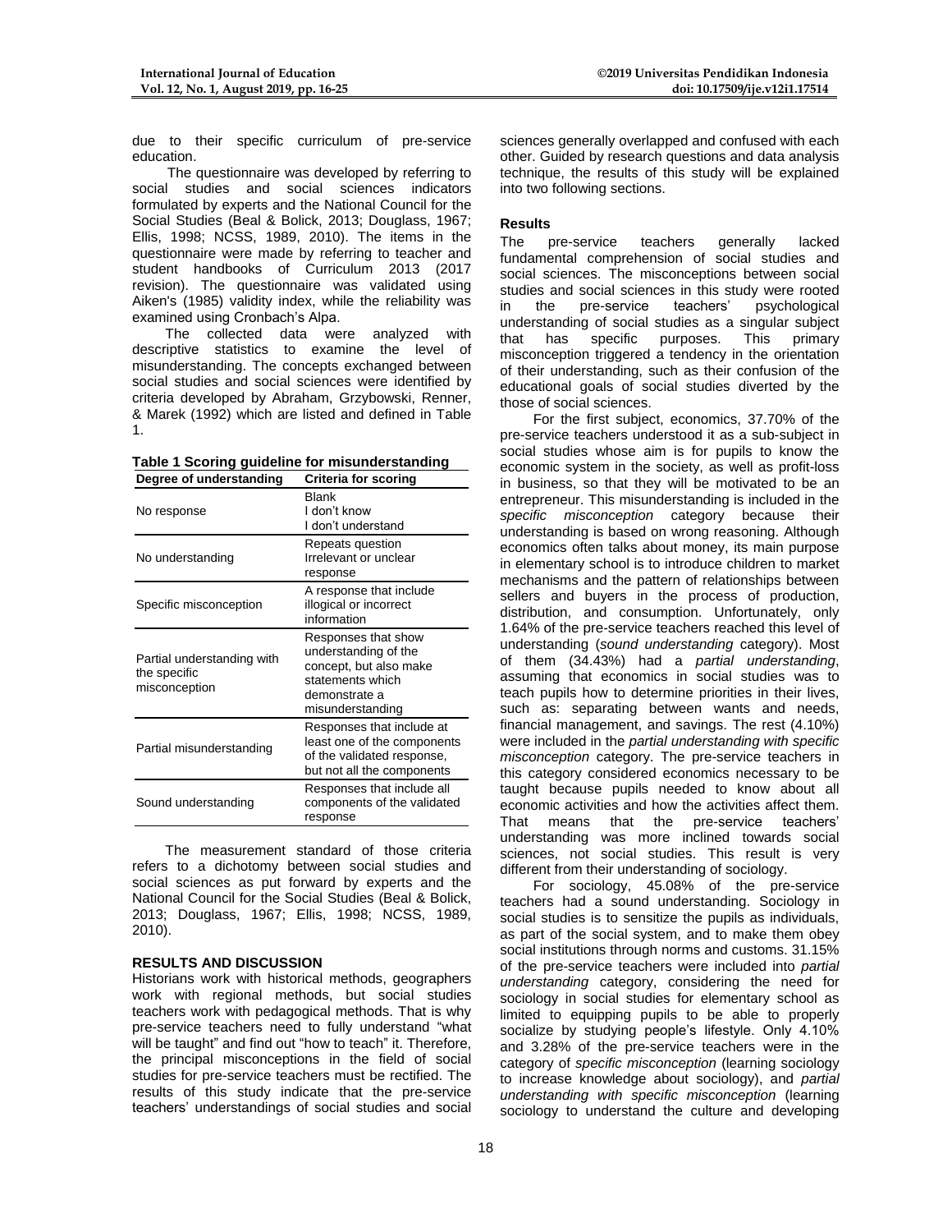due to their specific curriculum of pre-service education.

The questionnaire was developed by referring to social studies and social sciences indicators formulated by experts and the National Council for the Social Studies (Beal & Bolick, 2013; Douglass, 1967; Ellis, 1998; NCSS, 1989, 2010). The items in the questionnaire were made by referring to teacher and student handbooks of Curriculum 2013 (2017 revision). The questionnaire was validated using Aiken's (1985) validity index, while the reliability was examined using Cronbach's Alpa.

The collected data were analyzed with descriptive statistics to examine the level of misunderstanding. The concepts exchanged between social studies and social sciences were identified by criteria developed by Abraham, Grzybowski, Renner, & Marek (1992) which are listed and defined in Table 1.

**Table 1 Scoring guideline for misunderstanding**

| Degree of understanding | Criteria for scoring |
|---|---|
| No response | Blank<br>I don't know<br>I don't understand |
| No understanding | Repeats question<br>Irrelevant or unclear response |
| Specific misconception | A response that include illogical or incorrect information |
| Partial understanding with the specific misconception | Responses that show understanding of the concept, but also make statements which demonstrate a misunderstanding |
| Partial misunderstanding | Responses that include at least one of the components of the validated response, but not all the components |
| Sound understanding | Responses that include all components of the validated response |

The measurement standard of those criteria refers to a dichotomy between social studies and social sciences as put forward by experts and the National Council for the Social Studies (Beal & Bolick, 2013; Douglass, 1967; Ellis, 1998; NCSS, 1989, 2010).

## RESULTS AND DISCUSSION

Historians work with historical methods, geographers work with regional methods, but social studies teachers work with pedagogical methods. That is why pre-service teachers need to fully understand "what will be taught" and find out "how to teach" it. Therefore, the principal misconceptions in the field of social studies for pre-service teachers must be rectified. The results of this study indicate that the pre-service teachers' understandings of social studies and social sciences generally overlapped and confused with each other. Guided by research questions and data analysis technique, the results of this study will be explained into two following sections.

### Results

The pre-service teachers generally lacked fundamental comprehension of social studies and social sciences. The misconceptions between social studies and social sciences in this study were rooted in the pre-service teachers' psychological understanding of social studies as a singular subject that has specific purposes. This primary misconception triggered a tendency in the orientation of their understanding, such as their confusion of the educational goals of social studies diverted by the those of social sciences.

For the first subject, economics, 37.70% of the pre-service teachers understood it as a sub-subject in social studies whose aim is for pupils to know the economic system in the society, as well as profit-loss in business, so that they will be motivated to be an entrepreneur. This misunderstanding is included in the *specific misconception* category because their understanding is based on wrong reasoning. Although economics often talks about money, its main purpose in elementary school is to introduce children to market mechanisms and the pattern of relationships between sellers and buyers in the process of production, distribution, and consumption. Unfortunately, only 1.64% of the pre-service teachers reached this level of understanding (*sound understanding* category). Most of them (34.43%) had a *partial understanding*, assuming that economics in social studies was to teach pupils how to determine priorities in their lives, such as: separating between wants and needs, financial management, and savings. The rest (4.10%) were included in the *partial understanding with specific misconception* category. The pre-service teachers in this category considered economics necessary to be taught because pupils needed to know about all economic activities and how the activities affect them. That means that the pre-service teachers' understanding was more inclined towards social sciences, not social studies. This result is very different from their understanding of sociology.

For sociology, 45.08% of the pre-service teachers had a sound understanding. Sociology in social studies is to sensitize the pupils as individuals, as part of the social system, and to make them obey social institutions through norms and customs. 31.15% of the pre-service teachers were included into *partial understanding* category, considering the need for sociology in social studies for elementary school as limited to equipping pupils to be able to properly socialize by studying people's lifestyle. Only 4.10% and 3.28% of the pre-service teachers were in the category of *specific misconception* (learning sociology to increase knowledge about sociology), and *partial understanding with specific misconception* (learning sociology to understand the culture and developing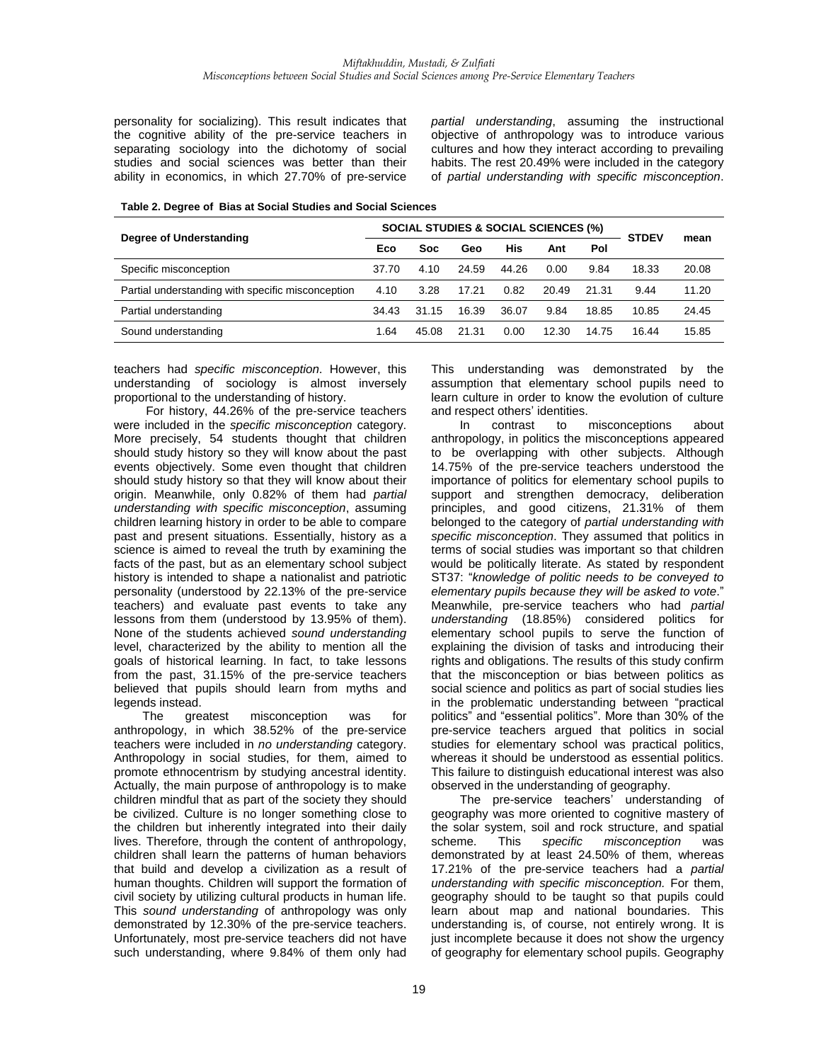personality for socializing). This result indicates that the cognitive ability of the pre-service teachers in separating sociology into the dichotomy of social studies and social sciences was better than their ability in economics, in which 27.70% of pre-service teachers had *specific misconception*. However, this understanding of sociology is almost inversely proportional to the understanding of history.

For history, 44.26% of the pre-service teachers were included in the *specific misconception* category. More precisely, 54 students thought that children should study history so they will know about the past events objectively. Some even thought that children should study history so that they will know about their origin. Meanwhile, only 0.82% of them had *partial understanding with specific misconception*, assuming children learning history in order to be able to compare past and present situations. Essentially, history as a science is aimed to reveal the truth by examining the facts of the past, but as an elementary school subject history is intended to shape a nationalist and patriotic personality (understood by 22.13% of the pre-service teachers) and evaluate past events to take any lessons from them (understood by 13.95% of them). None of the students achieved *sound understanding* level, characterized by the ability to mention all the goals of historical learning. In fact, to take lessons from the past, 31.15% of the pre-service teachers believed that pupils should learn from myths and legends instead.

The greatest misconception was for anthropology, in which 38.52% of the pre-service teachers were included in *no understanding* category. Anthropology in social studies, for them, aimed to promote ethnocentrism by studying ancestral identity. Actually, the main purpose of anthropology is to make children mindful that as part of the society they should be civilized. Culture is no longer something close to the children but inherently integrated into their daily lives. Therefore, through the content of anthropology, children shall learn the patterns of human behaviors that build and develop a civilization as a result of human thoughts. Children will support the formation of civil society by utilizing cultural products in human life. This *sound understanding* of anthropology was only demonstrated by 12.30% of the pre-service teachers. Unfortunately, most pre-service teachers did not have such understanding, where 9.84% of them only had *partial understanding*, assuming the instructional objective of anthropology was to introduce various cultures and how they interact according to prevailing habits. The rest 20.49% were included in the category of *partial understanding with specific misconception*. This understanding was demonstrated by the assumption that elementary school pupils need to learn culture in order to know the evolution of culture and respect others' identities.

**Table 2. Degree of Bias at Social Studies and Social Sciences**

| Degree of Understanding | SOCIAL STUDIES & SOCIAL SCIENCES (%) | | | | | | STDEV | mean |
|---|---|---|---|---|---|---|---|---|
| | Eco | Soc | Geo | His | Ant | Pol | | |
| Specific misconception | 37.70 | 4.10 | 24.59 | 44.26 | 0.00 | 9.84 | 18.33 | 20.08 |
| Partial understanding with specific misconception | 4.10 | 3.28 | 17.21 | 0.82 | 20.49 | 21.31 | 9.44 | 11.20 |
| Partial understanding | 34.43 | 31.15 | 16.39 | 36.07 | 9.84 | 18.85 | 10.85 | 24.45 |
| Sound understanding | 1.64 | 45.08 | 21.31 | 0.00 | 12.30 | 14.75 | 16.44 | 15.85 |

In contrast to misconceptions about anthropology, in politics the misconceptions appeared to be overlapping with other subjects. Although 14.75% of the pre-service teachers understood the importance of politics for elementary school pupils to support and strengthen democracy, deliberation principles, and good citizens, 21.31% of them belonged to the category of *partial understanding with specific misconception*. They assumed that politics in terms of social studies was important so that children would be politically literate. As stated by respondent ST37: "*knowledge of politic needs to be conveyed to elementary pupils because they will be asked to vote*." Meanwhile, pre-service teachers who had *partial understanding* (18.85%) considered politics for elementary school pupils to serve the function of explaining the division of tasks and introducing their rights and obligations. The results of this study confirm that the misconception or bias between politics as social science and politics as part of social studies lies in the problematic understanding between "practical politics" and "essential politics". More than 30% of the pre-service teachers argued that politics in social studies for elementary school was practical politics, whereas it should be understood as essential politics. This failure to distinguish educational interest was also observed in the understanding of geography.

The pre-service teachers' understanding of geography was more oriented to cognitive mastery of the solar system, soil and rock structure, and spatial scheme. This *specific misconception* was demonstrated by at least 24.50% of them, whereas 17.21% of the pre-service teachers had a *partial understanding with specific misconception.* For them, geography should to be taught so that pupils could learn about map and national boundaries. This understanding is, of course, not entirely wrong. It is just incomplete because it does not show the urgency of geography for elementary school pupils. Geography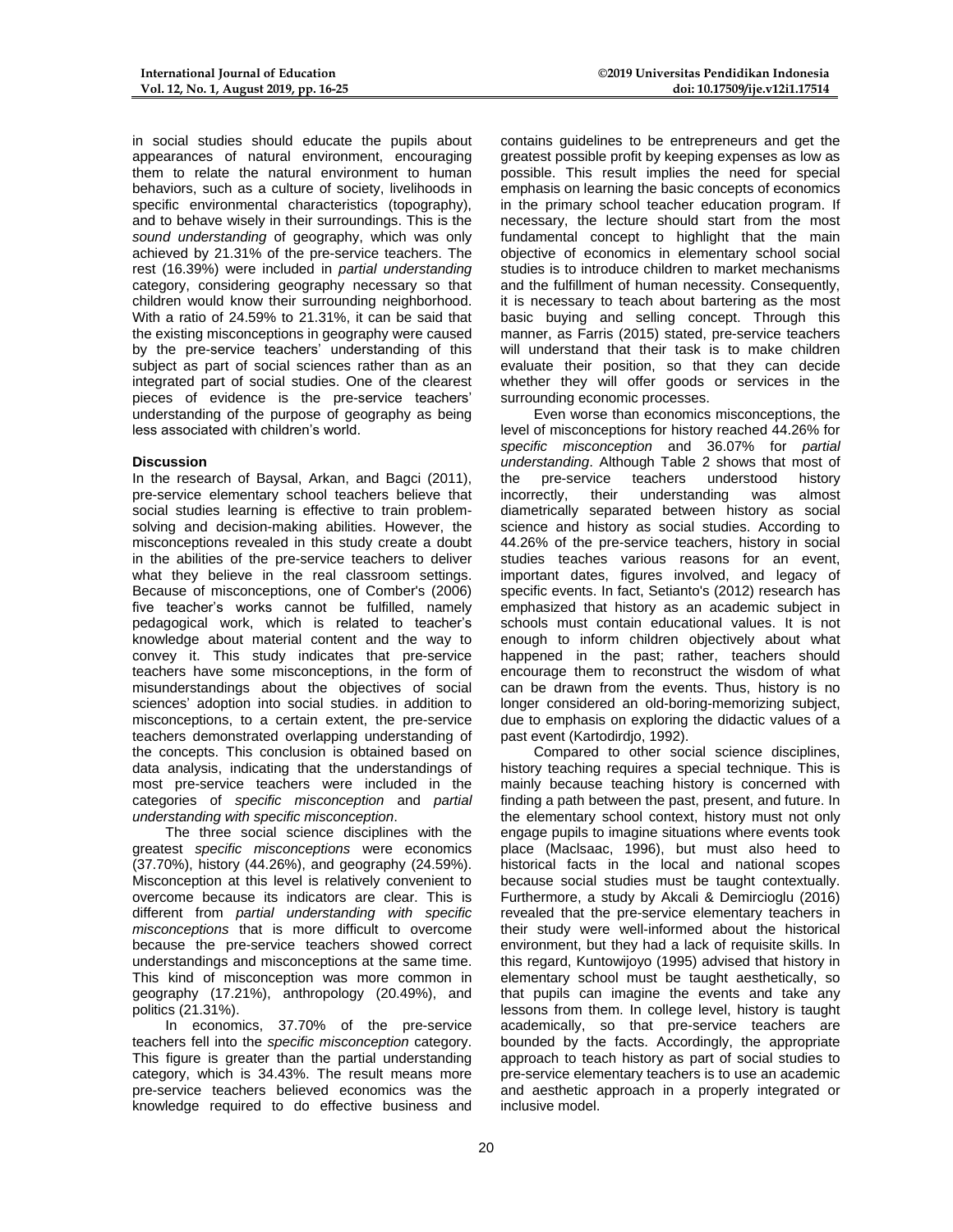in social studies should educate the pupils about appearances of natural environment, encouraging them to relate the natural environment to human behaviors, such as a culture of society, livelihoods in specific environmental characteristics (topography), and to behave wisely in their surroundings. This is the *sound understanding* of geography, which was only achieved by 21.31% of the pre-service teachers. The rest (16.39%) were included in *partial understanding* category, considering geography necessary so that children would know their surrounding neighborhood. With a ratio of 24.59% to 21.31%, it can be said that the existing misconceptions in geography were caused by the pre-service teachers' understanding of this subject as part of social sciences rather than as an integrated part of social studies. One of the clearest pieces of evidence is the pre-service teachers' understanding of the purpose of geography as being less associated with children's world.

**Discussion**

In the research of Baysal, Arkan, and Bagci (2011), pre-service elementary school teachers believe that social studies learning is effective to train problem-solving and decision-making abilities. However, the misconceptions revealed in this study create a doubt in the abilities of the pre-service teachers to deliver what they believe in the real classroom settings. Because of misconceptions, one of Comber's (2006) five teacher's works cannot be fulfilled, namely pedagogical work, which is related to teacher's knowledge about material content and the way to convey it. This study indicates that pre-service teachers have some misconceptions, in the form of misunderstandings about the objectives of social sciences' adoption into social studies. in addition to misconceptions, to a certain extent, the pre-service teachers demonstrated overlapping understanding of the concepts. This conclusion is obtained based on data analysis, indicating that the understandings of most pre-service teachers were included in the categories of *specific misconception* and *partial understanding with specific misconception*.

The three social science disciplines with the greatest *specific misconceptions* were economics (37.70%), history (44.26%), and geography (24.59%). Misconception at this level is relatively convenient to overcome because its indicators are clear. This is different from *partial understanding with specific misconceptions* that is more difficult to overcome because the pre-service teachers showed correct understandings and misconceptions at the same time. This kind of misconception was more common in geography (17.21%), anthropology (20.49%), and politics (21.31%).

In economics, 37.70% of the pre-service teachers fell into the *specific misconception* category. This figure is greater than the partial understanding category, which is 34.43%. The result means more pre-service teachers believed economics was the knowledge required to do effective business and contains guidelines to be entrepreneurs and get the greatest possible profit by keeping expenses as low as possible. This result implies the need for special emphasis on learning the basic concepts of economics in the primary school teacher education program. If necessary, the lecture should start from the most fundamental concept to highlight that the main objective of economics in elementary school social studies is to introduce children to market mechanisms and the fulfillment of human necessity. Consequently, it is necessary to teach about bartering as the most basic buying and selling concept. Through this manner, as Farris (2015) stated, pre-service teachers will understand that their task is to make children evaluate their position, so that they can decide whether they will offer goods or services in the surrounding economic processes.

Even worse than economics misconceptions, the level of misconceptions for history reached 44.26% for *specific misconception* and 36.07% for *partial understanding*. Although Table 2 shows that most of the pre-service teachers understood history incorrectly, their understanding was almost diametrically separated between history as social science and history as social studies. According to 44.26% of the pre-service teachers, history in social studies teaches various reasons for an event, important dates, figures involved, and legacy of specific events. In fact, Setianto's (2012) research has emphasized that history as an academic subject in schools must contain educational values. It is not enough to inform children objectively about what happened in the past; rather, teachers should encourage them to reconstruct the wisdom of what can be drawn from the events. Thus, history is no longer considered an old-boring-memorizing subject, due to emphasis on exploring the didactic values of a past event (Kartodirdjo, 1992).

Compared to other social science disciplines, history teaching requires a special technique. This is mainly because teaching history is concerned with finding a path between the past, present, and future. In the elementary school context, history must not only engage pupils to imagine situations where events took place (MacIsaac, 1996), but must also heed to historical facts in the local and national scopes because social studies must be taught contextually. Furthermore, a study by Akcali & Demircioglu (2016) revealed that the pre-service elementary teachers in their study were well-informed about the historical environment, but they had a lack of requisite skills. In this regard, Kuntowijoyo (1995) advised that history in elementary school must be taught aesthetically, so that pupils can imagine the events and take any lessons from them. In college level, history is taught academically, so that pre-service teachers are bounded by the facts. Accordingly, the appropriate approach to teach history as part of social studies to pre-service elementary teachers is to use an academic and aesthetic approach in a properly integrated or inclusive model.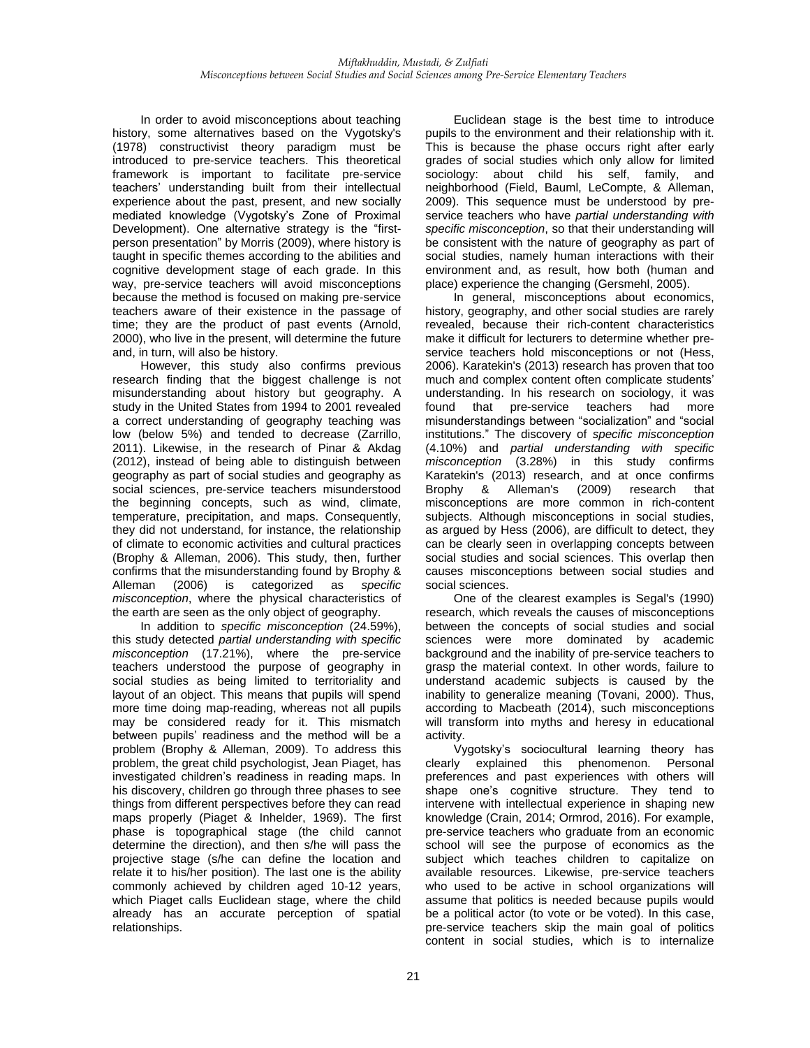In order to avoid misconceptions about teaching history, some alternatives based on the Vygotsky's (1978) constructivist theory paradigm must be introduced to pre-service teachers. This theoretical framework is important to facilitate pre-service teachers' understanding built from their intellectual experience about the past, present, and new socially mediated knowledge (Vygotsky's Zone of Proximal Development). One alternative strategy is the "first-person presentation" by Morris (2009), where history is taught in specific themes according to the abilities and cognitive development stage of each grade. In this way, pre-service teachers will avoid misconceptions because the method is focused on making pre-service teachers aware of their existence in the passage of time; they are the product of past events (Arnold, 2000), who live in the present, will determine the future and, in turn, will also be history.

However, this study also confirms previous research finding that the biggest challenge is not misunderstanding about history but geography. A study in the United States from 1994 to 2001 revealed a correct understanding of geography teaching was low (below 5%) and tended to decrease (Zarrillo, 2011). Likewise, in the research of Pinar & Akdag (2012), instead of being able to distinguish between geography as part of social studies and geography as social sciences, pre-service teachers misunderstood the beginning concepts, such as wind, climate, temperature, precipitation, and maps. Consequently, they did not understand, for instance, the relationship of climate to economic activities and cultural practices (Brophy & Alleman, 2006). This study, then, further confirms that the misunderstanding found by Brophy & Alleman (2006) is categorized as *specific misconception*, where the physical characteristics of the earth are seen as the only object of geography.

In addition to *specific misconception* (24.59%), this study detected *partial understanding with specific misconception* (17.21%), where the pre-service teachers understood the purpose of geography in social studies as being limited to territoriality and layout of an object. This means that pupils will spend more time doing map-reading, whereas not all pupils may be considered ready for it. This mismatch between pupils' readiness and the method will be a problem (Brophy & Alleman, 2009). To address this problem, the great child psychologist, Jean Piaget, has investigated children's readiness in reading maps. In his discovery, children go through three phases to see things from different perspectives before they can read maps properly (Piaget & Inhelder, 1969). The first phase is topographical stage (the child cannot determine the direction), and then s/he will pass the projective stage (s/he can define the location and relate it to his/her position). The last one is the ability commonly achieved by children aged 10-12 years, which Piaget calls Euclidean stage, where the child already has an accurate perception of spatial relationships.

Euclidean stage is the best time to introduce pupils to the environment and their relationship with it. This is because the phase occurs right after early grades of social studies which only allow for limited sociology: about child his self, family, and neighborhood (Field, Bauml, LeCompte, & Alleman, 2009). This sequence must be understood by pre-service teachers who have *partial understanding with specific misconception*, so that their understanding will be consistent with the nature of geography as part of social studies, namely human interactions with their environment and, as result, how both (human and place) experience the changing (Gersmehl, 2005).

In general, misconceptions about economics, history, geography, and other social studies are rarely revealed, because their rich-content characteristics make it difficult for lecturers to determine whether pre-service teachers hold misconceptions or not (Hess, 2006). Karatekin's (2013) research has proven that too much and complex content often complicate students' understanding. In his research on sociology, it was found that pre-service teachers had more misunderstandings between "socialization" and "social institutions." The discovery of *specific misconception* (4.10%) and *partial understanding with specific misconception* (3.28%) in this study confirms Karatekin's (2013) research, and at once confirms Brophy & Alleman's (2009) research that misconceptions are more common in rich-content subjects. Although misconceptions in social studies, as argued by Hess (2006), are difficult to detect, they can be clearly seen in overlapping concepts between social studies and social sciences. This overlap then causes misconceptions between social studies and social sciences.

One of the clearest examples is Segal's (1990) research, which reveals the causes of misconceptions between the concepts of social studies and social sciences were more dominated by academic background and the inability of pre-service teachers to grasp the material context. In other words, failure to understand academic subjects is caused by the inability to generalize meaning (Tovani, 2000). Thus, according to Macbeath (2014), such misconceptions will transform into myths and heresy in educational activity.

Vygotsky's sociocultural learning theory has clearly explained this phenomenon. Personal preferences and past experiences with others will shape one's cognitive structure. They tend to intervene with intellectual experience in shaping new knowledge (Crain, 2014; Ormrod, 2016). For example, pre-service teachers who graduate from an economic school will see the purpose of economics as the subject which teaches children to capitalize on available resources. Likewise, pre-service teachers who used to be active in school organizations will assume that politics is needed because pupils would be a political actor (to vote or be voted). In this case, pre-service teachers skip the main goal of politics content in social studies, which is to internalize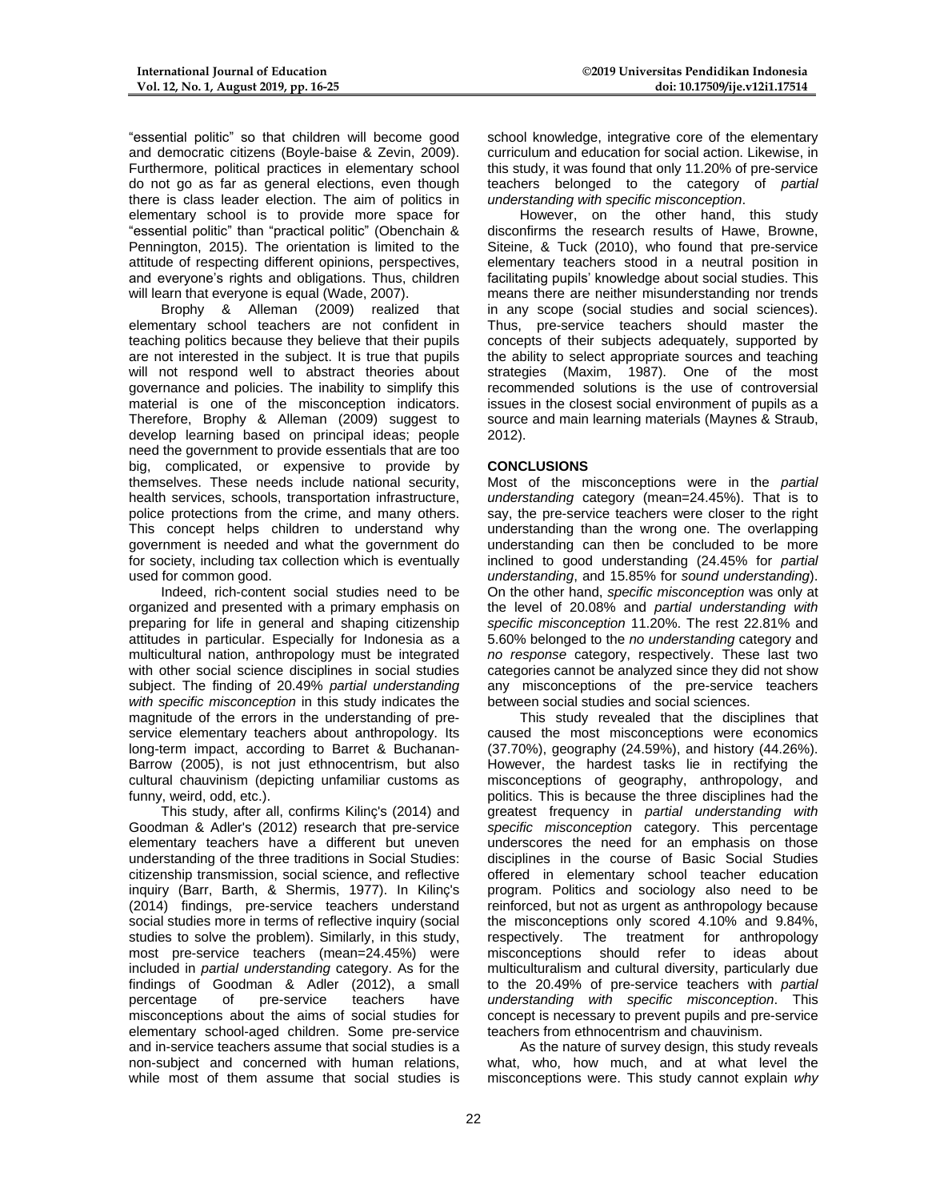"essential politic" so that children will become good and democratic citizens (Boyle-baise & Zevin, 2009). Furthermore, political practices in elementary school do not go as far as general elections, even though there is class leader election. The aim of politics in elementary school is to provide more space for "essential politic" than "practical politic" (Obenchain & Pennington, 2015). The orientation is limited to the attitude of respecting different opinions, perspectives, and everyone's rights and obligations. Thus, children will learn that everyone is equal (Wade, 2007).

Brophy & Alleman (2009) realized that elementary school teachers are not confident in teaching politics because they believe that their pupils are not interested in the subject. It is true that pupils will not respond well to abstract theories about governance and policies. The inability to simplify this material is one of the misconception indicators. Therefore, Brophy & Alleman (2009) suggest to develop learning based on principal ideas; people need the government to provide essentials that are too big, complicated, or expensive to provide by themselves. These needs include national security, health services, schools, transportation infrastructure, police protections from the crime, and many others. This concept helps children to understand why government is needed and what the government do for society, including tax collection which is eventually used for common good.

Indeed, rich-content social studies need to be organized and presented with a primary emphasis on preparing for life in general and shaping citizenship attitudes in particular. Especially for Indonesia as a multicultural nation, anthropology must be integrated with other social science disciplines in social studies subject. The finding of 20.49% *partial understanding with specific misconception* in this study indicates the magnitude of the errors in the understanding of pre-service elementary teachers about anthropology. Its long-term impact, according to Barret & Buchanan-Barrow (2005), is not just ethnocentrism, but also cultural chauvinism (depicting unfamiliar customs as funny, weird, odd, etc.).

This study, after all, confirms Kilinç's (2014) and Goodman & Adler's (2012) research that pre-service elementary teachers have a different but uneven understanding of the three traditions in Social Studies: citizenship transmission, social science, and reflective inquiry (Barr, Barth, & Shermis, 1977). In Kilinç's (2014) findings, pre-service teachers understand social studies more in terms of reflective inquiry (social studies to solve the problem). Similarly, in this study, most pre-service teachers (mean=24.45%) were included in *partial understanding* category. As for the findings of Goodman & Adler (2012), a small percentage of pre-service teachers have misconceptions about the aims of social studies for elementary school-aged children. Some pre-service and in-service teachers assume that social studies is a non-subject and concerned with human relations, while most of them assume that social studies is school knowledge, integrative core of the elementary curriculum and education for social action. Likewise, in this study, it was found that only 11.20% of pre-service teachers belonged to the category of *partial understanding with specific misconception*.

However, on the other hand, this study disconfirms the research results of Hawe, Browne, Siteine, & Tuck (2010), who found that pre-service elementary teachers stood in a neutral position in facilitating pupils' knowledge about social studies. This means there are neither misunderstanding nor trends in any scope (social studies and social sciences). Thus, pre-service teachers should master the concepts of their subjects adequately, supported by the ability to select appropriate sources and teaching strategies (Maxim, 1987). One of the most recommended solutions is the use of controversial issues in the closest social environment of pupils as a source and main learning materials (Maynes & Straub, 2012).

## CONCLUSIONS

Most of the misconceptions were in the *partial understanding* category (mean=24.45%). That is to say, the pre-service teachers were closer to the right understanding than the wrong one. The overlapping understanding can then be concluded to be more inclined to good understanding (24.45% for *partial understanding*, and 15.85% for *sound understanding*). On the other hand, *specific misconception* was only at the level of 20.08% and *partial understanding with specific misconception* 11.20%. The rest 22.81% and 5.60% belonged to the *no understanding* category and *no response* category, respectively. These last two categories cannot be analyzed since they did not show any misconceptions of the pre-service teachers between social studies and social sciences.

This study revealed that the disciplines that caused the most misconceptions were economics (37.70%), geography (24.59%), and history (44.26%). However, the hardest tasks lie in rectifying the misconceptions of geography, anthropology, and politics. This is because the three disciplines had the greatest frequency in *partial understanding with specific misconception* category. This percentage underscores the need for an emphasis on those disciplines in the course of Basic Social Studies offered in elementary school teacher education program. Politics and sociology also need to be reinforced, but not as urgent as anthropology because the misconceptions only scored 4.10% and 9.84%, respectively. The treatment for anthropology misconceptions should refer to ideas about multiculturalism and cultural diversity, particularly due to the 20.49% of pre-service teachers with *partial understanding with specific misconception*. This concept is necessary to prevent pupils and pre-service teachers from ethnocentrism and chauvinism.

As the nature of survey design, this study reveals what, who, how much, and at what level the misconceptions were. This study cannot explain *why*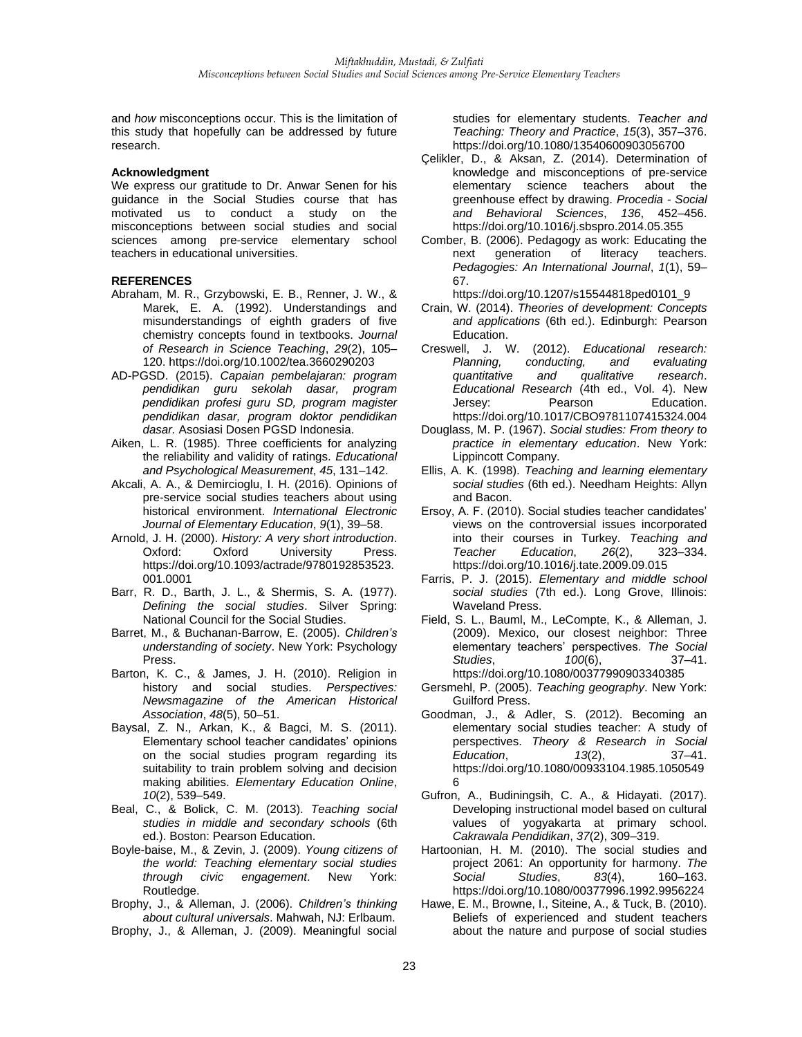and *how* misconceptions occur. This is the limitation of this study that hopefully can be addressed by future research.

**Acknowledgment**

We express our gratitude to Dr. Anwar Senen for his guidance in the Social Studies course that has motivated us to conduct a study on the misconceptions between social studies and social sciences among pre-service elementary school teachers in educational universities.

**REFERENCES**

Abraham, M. R., Grzybowski, E. B., Renner, J. W., & Marek, E. A. (1992). Understandings and misunderstandings of eighth graders of five chemistry concepts found in textbooks. *Journal of Research in Science Teaching*, *29*(2), 105–120. https://doi.org/10.1002/tea.3660290203

AD-PGSD. (2015). *Capaian pembelajaran: program pendidikan guru sekolah dasar, program pendidikan profesi guru SD, program magister pendidikan dasar, program doktor pendidikan dasar.* Asosiasi Dosen PGSD Indonesia.

Aiken, L. R. (1985). Three coefficients for analyzing the reliability and validity of ratings. *Educational and Psychological Measurement*, *45*, 131–142.

Akcali, A. A., & Demircioglu, I. H. (2016). Opinions of pre-service social studies teachers about using historical environment. *International Electronic Journal of Elementary Education*, *9*(1), 39–58.

Arnold, J. H. (2000). *History: A very short introduction*. Oxford: Oxford University Press. https://doi.org/10.1093/actrade/9780192853523.001.0001

Barr, R. D., Barth, J. L., & Shermis, S. A. (1977). *Defining the social studies*. Silver Spring: National Council for the Social Studies.

Barret, M., & Buchanan-Barrow, E. (2005). *Children's understanding of society*. New York: Psychology Press.

Barton, K. C., & James, J. H. (2010). Religion in history and social studies. *Perspectives: Newsmagazine of the American Historical Association*, *48*(5), 50–51.

Baysal, Z. N., Arkan, K., & Bagci, M. S. (2011). Elementary school teacher candidates' opinions on the social studies program regarding its suitability to train problem solving and decision making abilities. *Elementary Education Online*, *10*(2), 539–549.

Beal, C., & Bolick, C. M. (2013). *Teaching social studies in middle and secondary schools* (6th ed.). Boston: Pearson Education.

Boyle-baise, M., & Zevin, J. (2009). *Young citizens of the world: Teaching elementary social studies through civic engagement*. New York: Routledge.

Brophy, J., & Alleman, J. (2006). *Children's thinking about cultural universals*. Mahwah, NJ: Erlbaum.

Brophy, J., & Alleman, J. (2009). Meaningful social studies for elementary students. *Teacher and Teaching: Theory and Practice*, *15*(3), 357–376. https://doi.org/10.1080/13540600903056700

Çelikler, D., & Aksan, Z. (2014). Determination of knowledge and misconceptions of pre-service elementary science teachers about the greenhouse effect by drawing. *Procedia - Social and Behavioral Sciences*, *136*, 452–456. https://doi.org/10.1016/j.sbspro.2014.05.355

Comber, B. (2006). Pedagogy as work: Educating the next generation of literacy teachers. *Pedagogies: An International Journal*, *1*(1), 59–67. https://doi.org/10.1207/s15544818ped0101_9

Crain, W. (2014). *Theories of development: Concepts and applications* (6th ed.). Edinburgh: Pearson Education.

Creswell, J. W. (2012). *Educational research: Planning, conducting, and evaluating quantitative and qualitative research*. *Educational Research* (4th ed., Vol. 4). New Jersey: Pearson Education. https://doi.org/10.1017/CBO9781107415324.004

Douglass, M. P. (1967). *Social studies: From theory to practice in elementary education*. New York: Lippincott Company.

Ellis, A. K. (1998). *Teaching and learning elementary social studies* (6th ed.). Needham Heights: Allyn and Bacon.

Ersoy, A. F. (2010). Social studies teacher candidates' views on the controversial issues incorporated into their courses in Turkey. *Teaching and Teacher Education*, *26*(2), 323–334. https://doi.org/10.1016/j.tate.2009.09.015

Farris, P. J. (2015). *Elementary and middle school social studies* (7th ed.). Long Grove, Illinois: Waveland Press.

Field, S. L., Bauml, M., LeCompte, K., & Alleman, J. (2009). Mexico, our closest neighbor: Three elementary teachers' perspectives. *The Social Studies*, *100*(6), 37–41. https://doi.org/10.1080/00377990903340385

Gersmehl, P. (2005). *Teaching geography*. New York: Guilford Press.

Goodman, J., & Adler, S. (2012). Becoming an elementary social studies teacher: A study of perspectives. *Theory & Research in Social Education*, *13*(2), 37–41. https://doi.org/10.1080/00933104.1985.10505496

Gufron, A., Budiningsih, C. A., & Hidayati. (2017). Developing instructional model based on cultural values of yogyakarta at primary school. *Cakrawala Pendidikan*, *37*(2), 309–319.

Hartoonian, H. M. (2010). The social studies and project 2061: An opportunity for harmony. *The Social Studies*, *83*(4), 160–163. https://doi.org/10.1080/00377996.1992.9956224

Hawe, E. M., Browne, I., Siteine, A., & Tuck, B. (2010). Beliefs of experienced and student teachers about the nature and purpose of social studies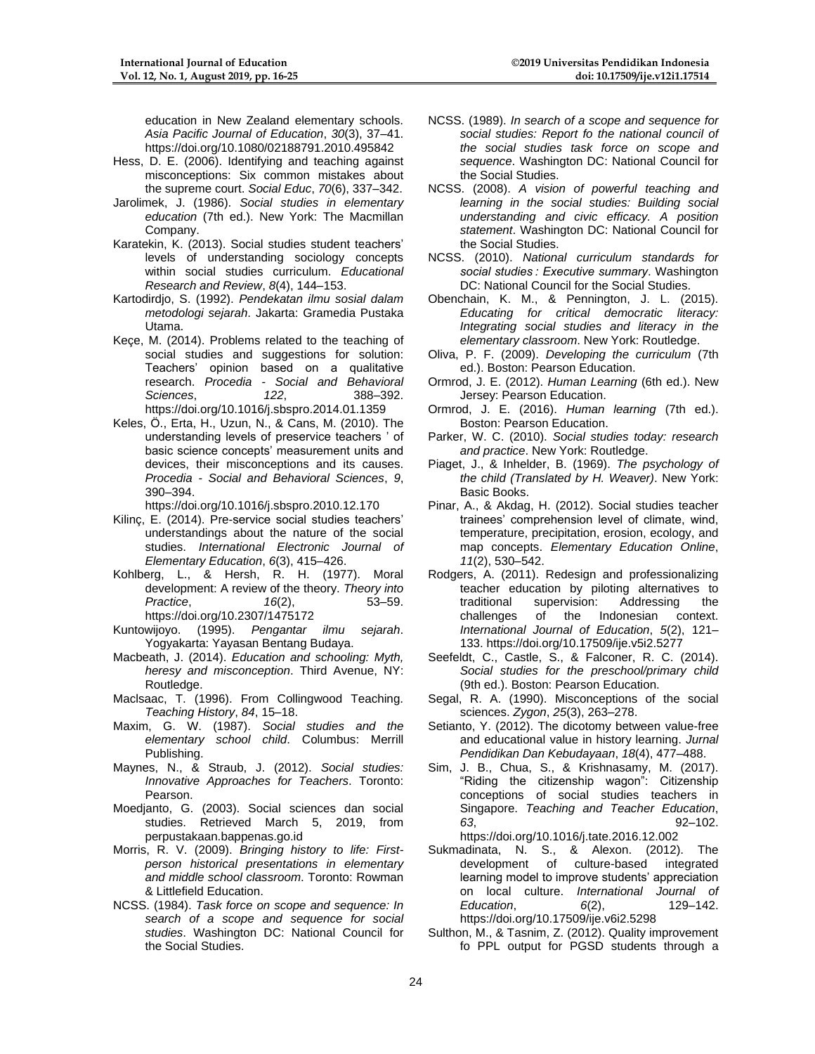education in New Zealand elementary schools. *Asia Pacific Journal of Education*, *30*(3), 37–41. https://doi.org/10.1080/02188791.2010.495842

Hess, D. E. (2006). Identifying and teaching against misconceptions: Six common mistakes about the supreme court. *Social Educ*, *70*(6), 337–342.

Jarolimek, J. (1986). *Social studies in elementary education* (7th ed.). New York: The Macmillan Company.

Karatekin, K. (2013). Social studies student teachers' levels of understanding sociology concepts within social studies curriculum. *Educational Research and Review*, *8*(4), 144–153.

Kartodirdjo, S. (1992). *Pendekatan ilmu sosial dalam metodologi sejarah*. Jakarta: Gramedia Pustaka Utama.

Keçe, M. (2014). Problems related to the teaching of social studies and suggestions for solution: Teachers' opinion based on a qualitative research. *Procedia - Social and Behavioral Sciences*, *122*, 388–392. https://doi.org/10.1016/j.sbspro.2014.01.1359

Keles, Ö., Erta, H., Uzun, N., & Cans, M. (2010). The understanding levels of preservice teachers ' of basic science concepts' measurement units and devices, their misconceptions and its causes. *Procedia - Social and Behavioral Sciences*, *9*, 390–394. https://doi.org/10.1016/j.sbspro.2010.12.170

Kilinç, E. (2014). Pre-service social studies teachers' understandings about the nature of the social studies. *International Electronic Journal of Elementary Education*, *6*(3), 415–426.

Kohlberg, L., & Hersh, R. H. (1977). Moral development: A review of the theory. *Theory into Practice*, *16*(2), 53–59. https://doi.org/10.2307/1475172

Kuntowijoyo. (1995). *Pengantar ilmu sejarah*. Yogyakarta: Yayasan Bentang Budaya.

Macbeath, J. (2014). *Education and schooling: Myth, heresy and misconception*. Third Avenue, NY: Routledge.

MacIsaac, T. (1996). From Collingwood Teaching. *Teaching History*, *84*, 15–18.

Maxim, G. W. (1987). *Social studies and the elementary school child*. Columbus: Merrill Publishing.

Maynes, N., & Straub, J. (2012). *Social studies: Innovative Approaches for Teachers*. Toronto: Pearson.

Moedjanto, G. (2003). Social sciences dan social studies. Retrieved March 5, 2019, from perpustakaan.bappenas.go.id

Morris, R. V. (2009). *Bringing history to life: First-person historical presentations in elementary and middle school classroom*. Toronto: Rowman & Littlefield Education.

NCSS. (1984). *Task force on scope and sequence: In search of a scope and sequence for social studies*. Washington DC: National Council for the Social Studies.

NCSS. (1989). *In search of a scope and sequence for social studies: Report fo the national council of the social studies task force on scope and sequence*. Washington DC: National Council for the Social Studies.

NCSS. (2008). *A vision of powerful teaching and learning in the social studies: Building social understanding and civic efficacy. A position statement*. Washington DC: National Council for the Social Studies.

NCSS. (2010). *National curriculum standards for social studies : Executive summary*. Washington DC: National Council for the Social Studies.

Obenchain, K. M., & Pennington, J. L. (2015). *Educating for critical democratic literacy: Integrating social studies and literacy in the elementary classroom*. New York: Routledge.

Oliva, P. F. (2009). *Developing the curriculum* (7th ed.). Boston: Pearson Education.

Ormrod, J. E. (2012). *Human Learning* (6th ed.). New Jersey: Pearson Education.

Ormrod, J. E. (2016). *Human learning* (7th ed.). Boston: Pearson Education.

Parker, W. C. (2010). *Social studies today: research and practice*. New York: Routledge.

Piaget, J., & Inhelder, B. (1969). *The psychology of the child (Translated by H. Weaver)*. New York: Basic Books.

Pinar, A., & Akdag, H. (2012). Social studies teacher trainees' comprehension level of climate, wind, temperature, precipitation, erosion, ecology, and map concepts. *Elementary Education Online*, *11*(2), 530–542.

Rodgers, A. (2011). Redesign and professionalizing teacher education by piloting alternatives to traditional supervision: Addressing the challenges of the Indonesian context. *International Journal of Education*, *5*(2), 121–133. https://doi.org/10.17509/ije.v5i2.5277

Seefeldt, C., Castle, S., & Falconer, R. C. (2014). *Social studies for the preschool/primary child* (9th ed.). Boston: Pearson Education.

Segal, R. A. (1990). Misconceptions of the social sciences. *Zygon*, *25*(3), 263–278.

Setianto, Y. (2012). The dicotomy between value-free and educational value in history learning. *Jurnal Pendidikan Dan Kebudayaan*, *18*(4), 477–488.

Sim, J. B., Chua, S., & Krishnasamy, M. (2017). "Riding the citizenship wagon": Citizenship conceptions of social studies teachers in Singapore. *Teaching and Teacher Education*, *63*, 92–102. https://doi.org/10.1016/j.tate.2016.12.002

Sukmadinata, N. S., & Alexon. (2012). The development of culture-based integrated learning model to improve students' appreciation on local culture. *International Journal of Education*, *6*(2), 129–142. https://doi.org/10.17509/ije.v6i2.5298

Sulthon, M., & Tasnim, Z. (2012). Quality improvement fo PPL output for PGSD students through a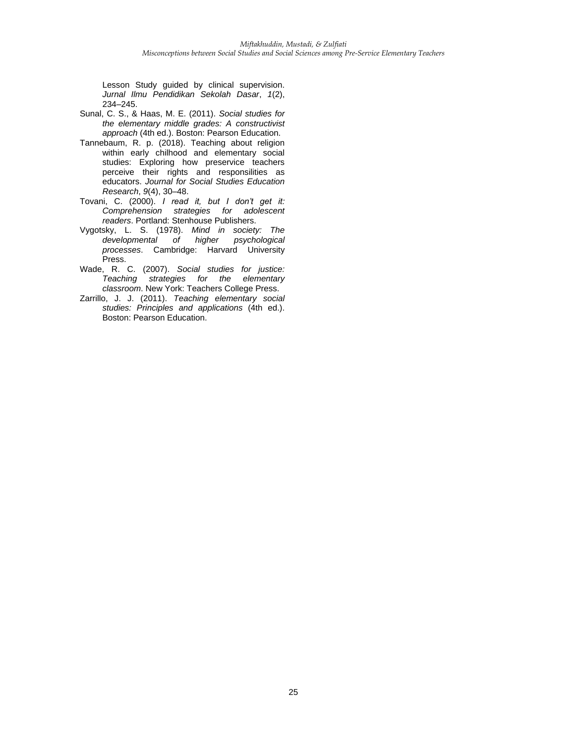Lesson Study guided by clinical supervision. *Jurnal Ilmu Pendidikan Sekolah Dasar*, *1*(2), 234–245.

Sunal, C. S., & Haas, M. E. (2011). *Social studies for the elementary middle grades: A constructivist approach* (4th ed.). Boston: Pearson Education.

Tannebaum, R. p. (2018). Teaching about religion within early chilhood and elementary social studies: Exploring how preservice teachers perceive their rights and responsilities as educators. *Journal for Social Studies Education Research*, *9*(4), 30–48.

Tovani, C. (2000). *I read it, but I don't get it: Comprehension strategies for adolescent readers*. Portland: Stenhouse Publishers.

Vygotsky, L. S. (1978). *Mind in society: The developmental of higher psychological processes*. Cambridge: Harvard University Press.

Wade, R. C. (2007). *Social studies for justice: Teaching strategies for the elementary classroom*. New York: Teachers College Press.

Zarrillo, J. J. (2011). *Teaching elementary social studies: Principles and applications* (4th ed.). Boston: Pearson Education.